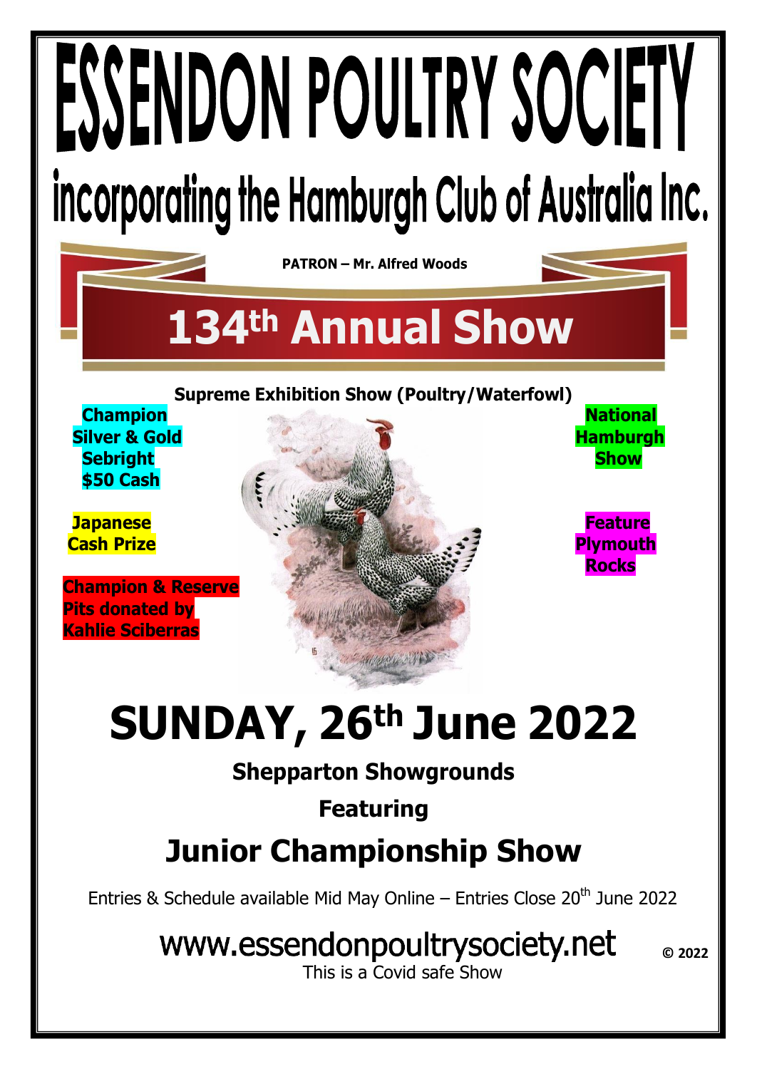# ESSENDON POULTRY SOCIETY

## incorporating the Hamburgh Club of Australia Inc.

**PATRON – Mr. Alfred Woods**

# 134th Annual Show

**Supreme Exhibition Show (Poultry/Waterfowl)**

**Champion Silver & Gold Sebright $50 Cash**

**Japanese Cash Prize**

**Champion & Reserve Pits donated by Kahlie Sciberras**

**National Hamburgh Show**

**Feature Plymouth Rocks**

# SUNDAY, 26th June 2022

**Shepparton Showgrounds**

**Featuring**

## Junior Championship Show

Entries & Schedule available Mid May Online – Entries Close 20th June 2022

www.essendonpoultrysociety.net

This is a Covid safe Show

**© 2022**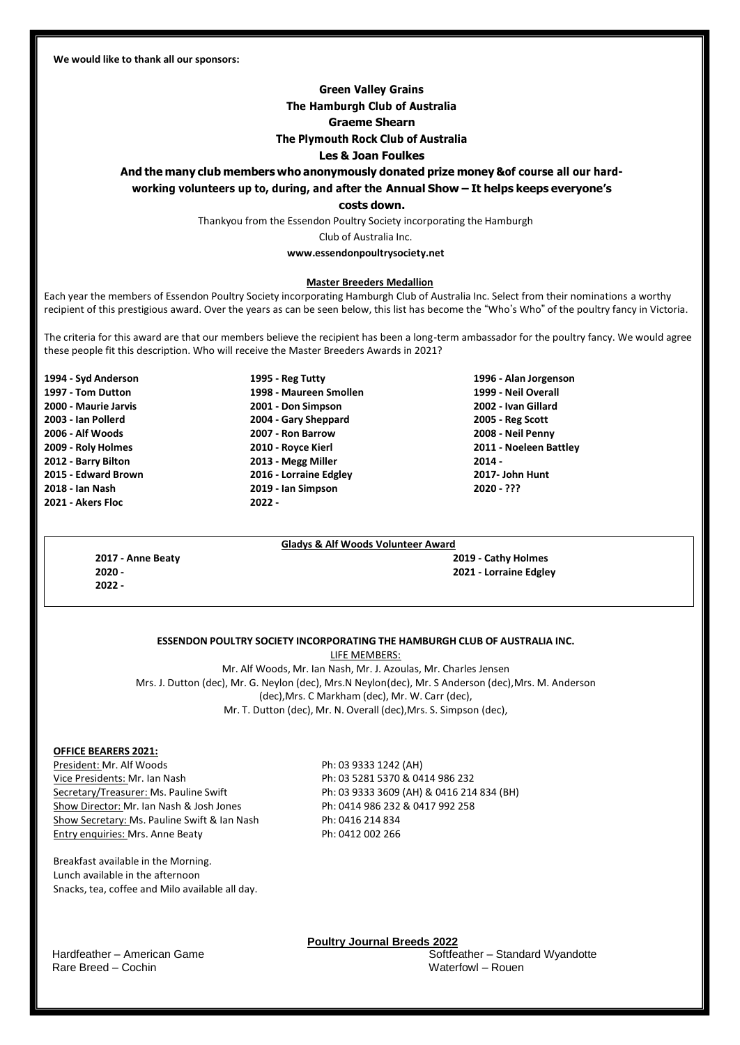**We would like to thank all our sponsors:**

**Green Valley Grains**

**The Hamburgh Club of Australia**

**Graeme Shearn**

**The Plymouth Rock Club of Australia**

**Les & Joan Foulkes**

**And the many club members who anonymously donated prize money &of course all our hard-working volunteers up to, during, and after the Annual Show – It helps keeps everyone's costs down.**

Thankyou from the Essendon Poultry Society incorporating the Hamburgh Club of Australia Inc.

**www.essendonpoultrysociety.net**

## Master Breeders Medallion

Each year the members of Essendon Poultry Society incorporating Hamburgh Club of Australia Inc. Select from their nominations a worthy recipient of this prestigious award. Over the years as can be seen below, this list has become the "Who's Who" of the poultry fancy in Victoria.

The criteria for this award are that our members believe the recipient has been a long-term ambassador for the poultry fancy. We would agree these people fit this description. Who will receive the Master Breeders Awards in 2021?

| | | |
|---|---|---|
| **1994 - Syd Anderson** | **1995 - Reg Tutty** | **1996 - Alan Jorgenson** |
| **1997 - Tom Dutton** | **1998 - Maureen Smollen** | **1999 - Neil Overall** |
| **2000 - Maurie Jarvis** | **2001 - Don Simpson** | **2002 - Ivan Gillard** |
| **2003 - Ian Pollerd** | **2004 - Gary Sheppard** | **2005 - Reg Scott** |
| **2006 - Alf Woods** | **2007 - Ron Barrow** | **2008 - Neil Penny** |
| **2009 - Roly Holmes** | **2010 - Royce Kierl** | **2011 - Noeleen Battley** |
| **2012 - Barry Bilton** | **2013 - Megg Miller** | **2014 -** |
| **2015 - Edward Brown** | **2016 - Lorraine Edgley** | **2017- John Hunt** |
| **2018 - Ian Nash** | **2019 - Ian Simpson** | **2020 - ???** |
| **2021 - Akers Floc** | **2022 -** | |

## Gladys & Alf Woods Volunteer Award

| | |
|---|---|
| **2017 - Anne Beaty** | **2019 - Cathy Holmes** |
| **2020 -** | **2021 - Lorraine Edgley** |
| **2022 -** | |

### ESSENDON POULTRY SOCIETY INCORPORATING THE HAMBURGH CLUB OF AUSTRALIA INC.

LIFE MEMBERS:

Mr. Alf Woods, Mr. Ian Nash, Mr. J. Azoulas, Mr. Charles Jensen
Mrs. J. Dutton (dec), Mr. G. Neylon (dec), Mrs.N Neylon(dec), Mr. S Anderson (dec),Mrs. M. Anderson (dec),Mrs. C Markham (dec), Mr. W. Carr (dec),
Mr. T. Dutton (dec), Mr. N. Overall (dec),Mrs. S. Simpson (dec),

**OFFICE BEARERS 2021:**

| | |
|---|---|
| President: Mr. Alf Woods | Ph: 03 9333 1242 (AH) |
| Vice Presidents: Mr. Ian Nash | Ph: 03 5281 5370 & 0414 986 232 |
| Secretary/Treasurer: Ms. Pauline Swift | Ph: 03 9333 3609 (AH) & 0416 214 834 (BH) |
| Show Director: Mr. Ian Nash & Josh Jones | Ph: 0414 986 232 & 0417 992 258 |
| Show Secretary: Ms. Pauline Swift & Ian Nash | Ph: 0416 214 834 |
| Entry enquiries: Mrs. Anne Beaty | Ph: 0412 002 266 |

Breakfast available in the Morning.
Lunch available in the afternoon
Snacks, tea, coffee and Milo available all day.

**Poultry Journal Breeds 2022**

| | |
|---|---|
| Hardfeather – American Game | Softfeather – Standard Wyandotte |
| Rare Breed – Cochin | Waterfowl – Rouen |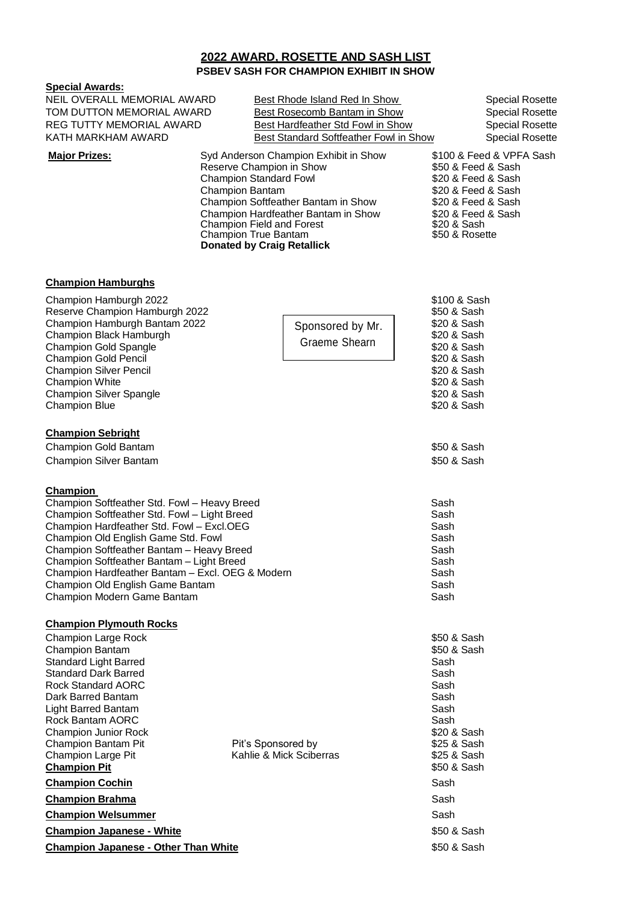## 2022 AWARD, ROSETTE AND SASH LIST

**PSBEV SASH FOR CHAMPION EXHIBIT IN SHOW**

**Special Awards:**

| | | |
|---|---|---|
| NEIL OVERALL MEMORIAL AWARD | Best Rhode Island Red In Show | Special Rosette |
| TOM DUTTON MEMORIAL AWARD | Best Rosecomb Bantam in Show | Special Rosette |
| REG TUTTY MEMORIAL AWARD | Best Hardfeather Std Fowl in Show | Special Rosette |
| KATH MARKHAM AWARD | Best Standard Softfeather Fowl in Show | Special Rosette |

**Major Prizes:**

| | |
|---|---|
| Syd Anderson Champion Exhibit in Show | $100 & Feed & VPFA Sash |
| Reserve Champion in Show | $50 & Feed & Sash |
| Champion Standard Fowl | $20 & Feed & Sash |
| Champion Bantam | $20 & Feed & Sash |
| Champion Softfeather Bantam in Show | $20 & Feed & Sash |
| Champion Hardfeather Bantam in Show | $20 & Feed & Sash |
| Champion Field and Forest | $20 & Sash |
| Champion True Bantam | $50 & Rosette |

**Donated by Craig Retallick**

**Champion Hamburghs**

Sponsored by Mr. Graeme Shearn

| | |
|---|---|
| Champion Hamburgh 2022 | $100 & Sash |
| Reserve Champion Hamburgh 2022 | $50 & Sash |
| Champion Hamburgh Bantam 2022 | $20 & Sash |
| Champion Black Hamburgh | $20 & Sash |
| Champion Gold Spangle | $20 & Sash |
| Champion Gold Pencil | $20 & Sash |
| Champion Silver Pencil | $20 & Sash |
| Champion White | $20 & Sash |
| Champion Silver Spangle | $20 & Sash |
| Champion Blue | $20 & Sash |

**Champion Sebright**

| | |
|---|---|
| Champion Gold Bantam | $50 & Sash |
| Champion Silver Bantam | $50 & Sash |

**Champion**

| | |
|---|---|
| Champion Softfeather Std. Fowl – Heavy Breed | Sash |
| Champion Softfeather Std. Fowl – Light Breed | Sash |
| Champion Hardfeather Std. Fowl – Excl.OEG | Sash |
| Champion Old English Game Std. Fowl | Sash |
| Champion Softfeather Bantam – Heavy Breed | Sash |
| Champion Softfeather Bantam – Light Breed | Sash |
| Champion Hardfeather Bantam – Excl. OEG & Modern | Sash |
| Champion Old English Game Bantam | Sash |
| Champion Modern Game Bantam | Sash |

**Champion Plymouth Rocks**

| | | |
|---|---|---|
| Champion Large Rock | | $50 & Sash |
| Champion Bantam | | $50 & Sash |
| Standard Light Barred | | Sash |
| Standard Dark Barred | | Sash |
| Rock Standard AORC | | Sash |
| Dark Barred Bantam | | Sash |
| Light Barred Bantam | | Sash |
| Rock Bantam AORC | | Sash |
| Champion Junior Rock | | $20 & Sash |
| Champion Bantam Pit | Pit's Sponsored by | $25 & Sash |
| Champion Large Pit | Kahlie & Mick Sciberras | $25 & Sash |
| **Champion Pit** | | $50 & Sash |
| **Champion Cochin** | | Sash |
| **Champion Brahma** | | Sash |
| **Champion Welsummer** | | Sash |
| **Champion Japanese - White** | | $50 & Sash |
| **Champion Japanese - Other Than White** | | $50 & Sash |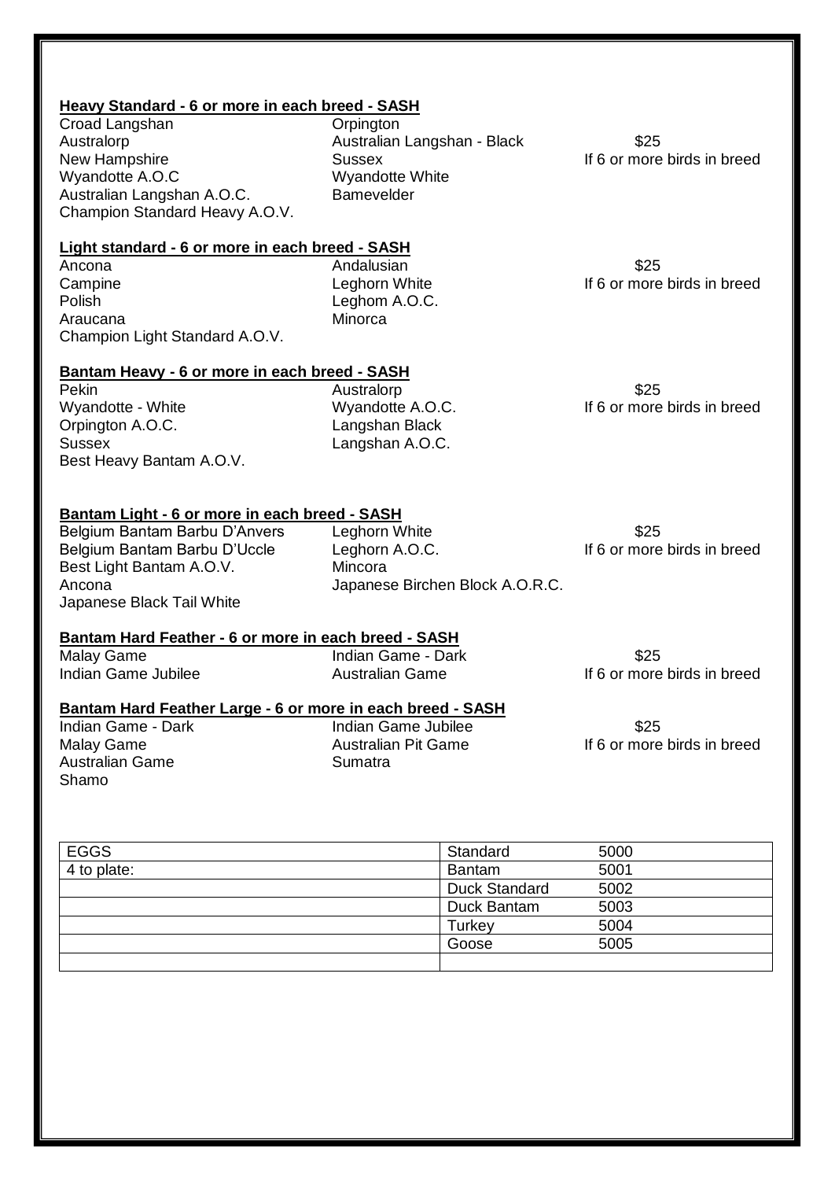**Heavy Standard - 6 or more in each breed - SASH**

| | | |
|---|---|---|
| Croad Langshan | Orpington | |
| Australorp | Australian Langshan - Black | $25 |
| New Hampshire | Sussex | If 6 or more birds in breed |
| Wyandotte A.O.C | Wyandotte White | |
| Australian Langshan A.O.C. | Bamevelder | |
| Champion Standard Heavy A.O.V. | | |

**Light standard - 6 or more in each breed - SASH**

| | | |
|---|---|---|
| Ancona | Andalusian | $25 |
| Campine | Leghorn White | If 6 or more birds in breed |
| Polish | Leghom A.O.C. | |
| Araucana | Minorca | |
| Champion Light Standard A.O.V. | | |

**Bantam Heavy - 6 or more in each breed - SASH**

| | | |
|---|---|---|
| Pekin | Australorp | $25 |
| Wyandotte - White | Wyandotte A.O.C. | If 6 or more birds in breed |
| Orpington A.O.C. | Langshan Black | |
| Sussex | Langshan A.O.C. | |
| Best Heavy Bantam A.O.V. | | |

**Bantam Light - 6 or more in each breed - SASH**

| | | |
|---|---|---|
| Belgium Bantam Barbu D'Anvers | Leghorn White | $25 |
| Belgium Bantam Barbu D'Uccle | Leghorn A.O.C. | If 6 or more birds in breed |
| Best Light Bantam A.O.V. | Mincora | |
| Ancona | Japanese Birchen Block A.O.R.C. | |
| Japanese Black Tail White | | |

**Bantam Hard Feather - 6 or more in each breed - SASH**

| | | |
|---|---|---|
| Malay Game | Indian Game - Dark | $25 |
| Indian Game Jubilee | Australian Game | If 6 or more birds in breed |

**Bantam Hard Feather Large - 6 or more in each breed - SASH**

| | | |
|---|---|---|
| Indian Game - Dark | Indian Game Jubilee | $25 |
| Malay Game | Australian Pit Game | If 6 or more birds in breed |
| Australian Game | Sumatra | |
| Shamo | | |

| EGGS | Standard | 5000 |
|---|---|---|
| 4 to plate: | Bantam | 5001 |
| | Duck Standard | 5002 |
| | Duck Bantam | 5003 |
| | Turkey | 5004 |
| | Goose | 5005 |
| | | |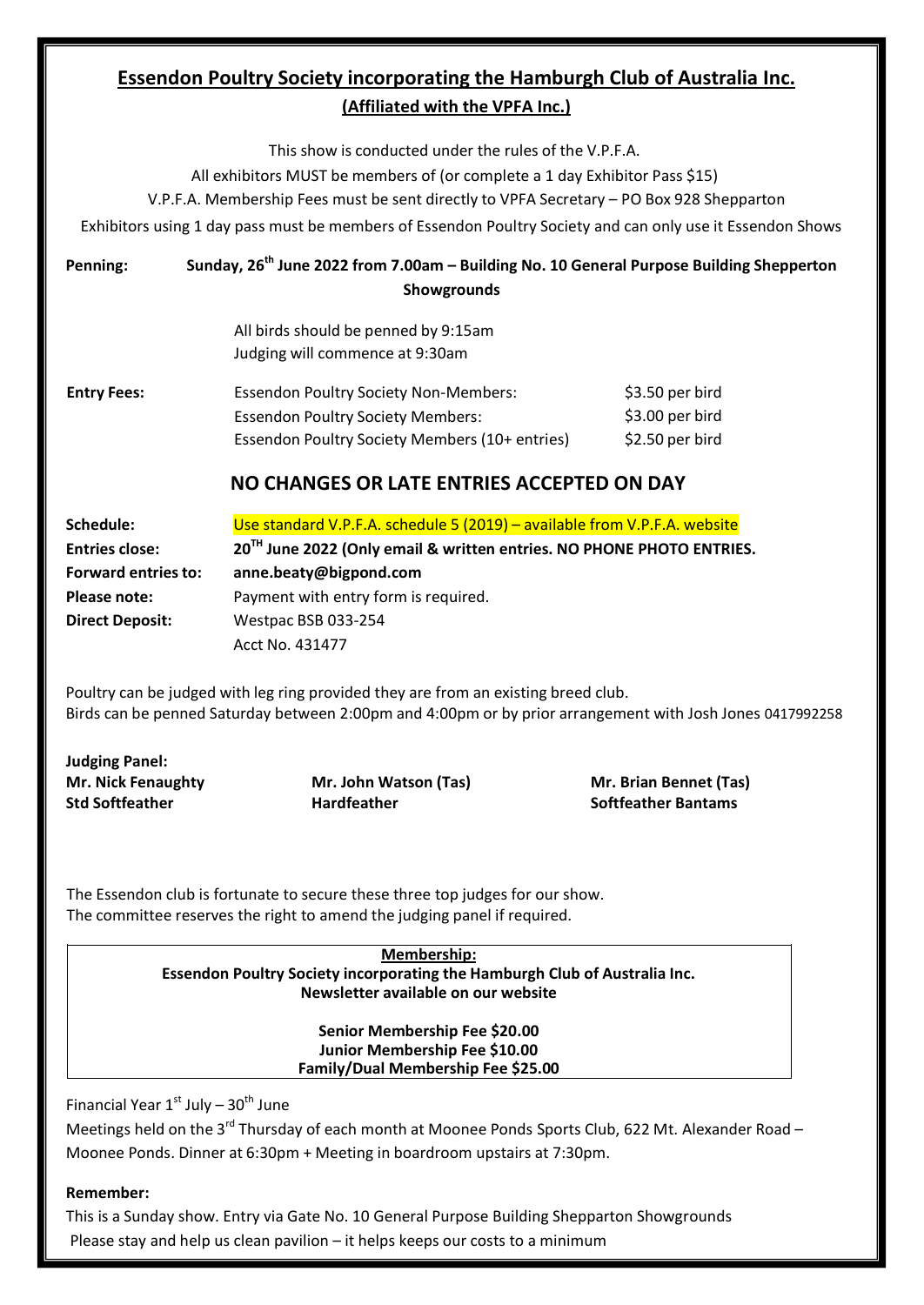## Essendon Poultry Society incorporating the Hamburgh Club of Australia Inc.

**(Affiliated with the VPFA Inc.)**

This show is conducted under the rules of the V.P.F.A.

All exhibitors MUST be members of (or complete a 1 day Exhibitor Pass $15)

V.P.F.A. Membership Fees must be sent directly to VPFA Secretary – PO Box 928 Shepparton

Exhibitors using 1 day pass must be members of Essendon Poultry Society and can only use it Essendon Shows

**Penning:** **Sunday, 26th June 2022 from 7.00am – Building No. 10 General Purpose Building Shepperton Showgrounds**

All birds should be penned by 9:15am
Judging will commence at 9:30am

| **Entry Fees:** | Essendon Poultry Society Non-Members: | $3.50 per bird |
|---|---|---|
| | Essendon Poultry Society Members: | $3.00 per bird |
| | Essendon Poultry Society Members (10+ entries) | $2.50 per bird |

### NO CHANGES OR LATE ENTRIES ACCEPTED ON DAY

**Schedule:** Use standard V.P.F.A. schedule 5 (2019) – available from V.P.F.A. website

**Entries close:** **20TH June 2022 (Only email & written entries. NO PHONE PHOTO ENTRIES.**

**Forward entries to:** **anne.beaty@bigpond.com**

**Please note:** Payment with entry form is required.

**Direct Deposit:** Westpac BSB 033-254
Acct No. 431477

Poultry can be judged with leg ring provided they are from an existing breed club.
Birds can be penned Saturday between 2:00pm and 4:00pm or by prior arrangement with Josh Jones 0417992258

**Judging Panel:**

| **Mr. Nick Fenaughty** | **Mr. John Watson (Tas)** | **Mr. Brian Bennet (Tas)** |
|---|---|---|
| **Std Softfeather** | **Hardfeather** | **Softfeather Bantams** |

The Essendon club is fortunate to secure these three top judges for our show.
The committee reserves the right to amend the judging panel if required.

**Membership:**
**Essendon Poultry Society incorporating the Hamburgh Club of Australia Inc.**
**Newsletter available on our website**

**Senior Membership Fee $20.00**
**Junior Membership Fee $10.00**
**Family/Dual Membership Fee $25.00**

Financial Year 1st July – 30th June

Meetings held on the 3rd Thursday of each month at Moonee Ponds Sports Club, 622 Mt. Alexander Road – Moonee Ponds. Dinner at 6:30pm + Meeting in boardroom upstairs at 7:30pm.

**Remember:**

This is a Sunday show. Entry via Gate No. 10 General Purpose Building Shepparton Showgrounds
Please stay and help us clean pavilion – it helps keeps our costs to a minimum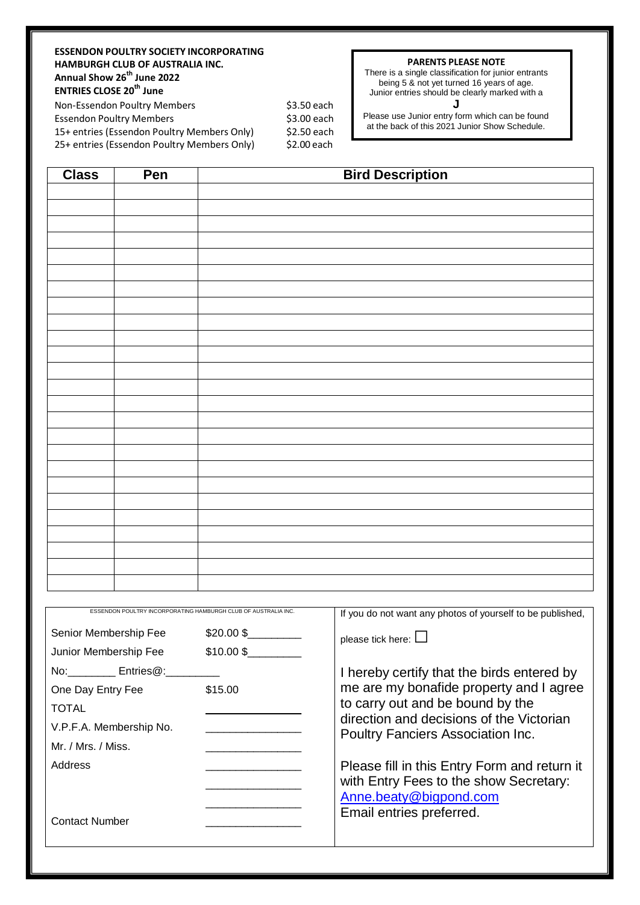**ESSENDON POULTRY SOCIETY INCORPORATING HAMBURGH CLUB OF AUSTRALIA INC.**
**Annual Show 26th June 2022**
**ENTRIES CLOSE 20th June**

| | |
|---|---|
| Non-Essendon Poultry Members | $3.50 each |
| Essendon Poultry Members | $3.00 each |
| 15+ entries (Essendon Poultry Members Only) | $2.50 each |
| 25+ entries (Essendon Poultry Members Only) | $2.00 each |

**PARENTS PLEASE NOTE**

There is a single classification for junior entrants being 5 & not yet turned 16 years of age. Junior entries should be clearly marked with a

**J**

Please use Junior entry form which can be found at the back of this 2021 Junior Show Schedule.

| Class | Pen | Bird Description |
|---|---|---|
| | | |
| | | |
| | | |
| | | |
| | | |
| | | |
| | | |
| | | |
| | | |
| | | |
| | | |
| | | |
| | | |
| | | |
| | | |
| | | |
| | | |
| | | |
| | | |
| | | |
| | | |
| | | |
| | | |
| | | |
| | | |

ESSENDON POULTRY INCORPORATING HAMBURGH CLUB OF AUSTRALIA INC.

| | |
|---|---|
| Senior Membership Fee | $20.00 $________ |
| Junior Membership Fee | $10.00 $________ |
| No:________ Entries@:_________ | |
| One Day Entry Fee | $15.00 |
| TOTAL | ________ |
| V.P.F.A. Membership No. | ________ |
| Mr. / Mrs. / Miss. | ________ |
| Address | ________ |
| | ________ |
| | ________ |
| Contact Number | ________ |

If you do not want any photos of yourself to be published, please tick here: ☐

I hereby certify that the birds entered by me are my bonafide property and I agree to carry out and be bound by the direction and decisions of the Victorian Poultry Fanciers Association Inc.

Please fill in this Entry Form and return it with Entry Fees to the show Secretary: Anne.beaty@bigpond.com
Email entries preferred.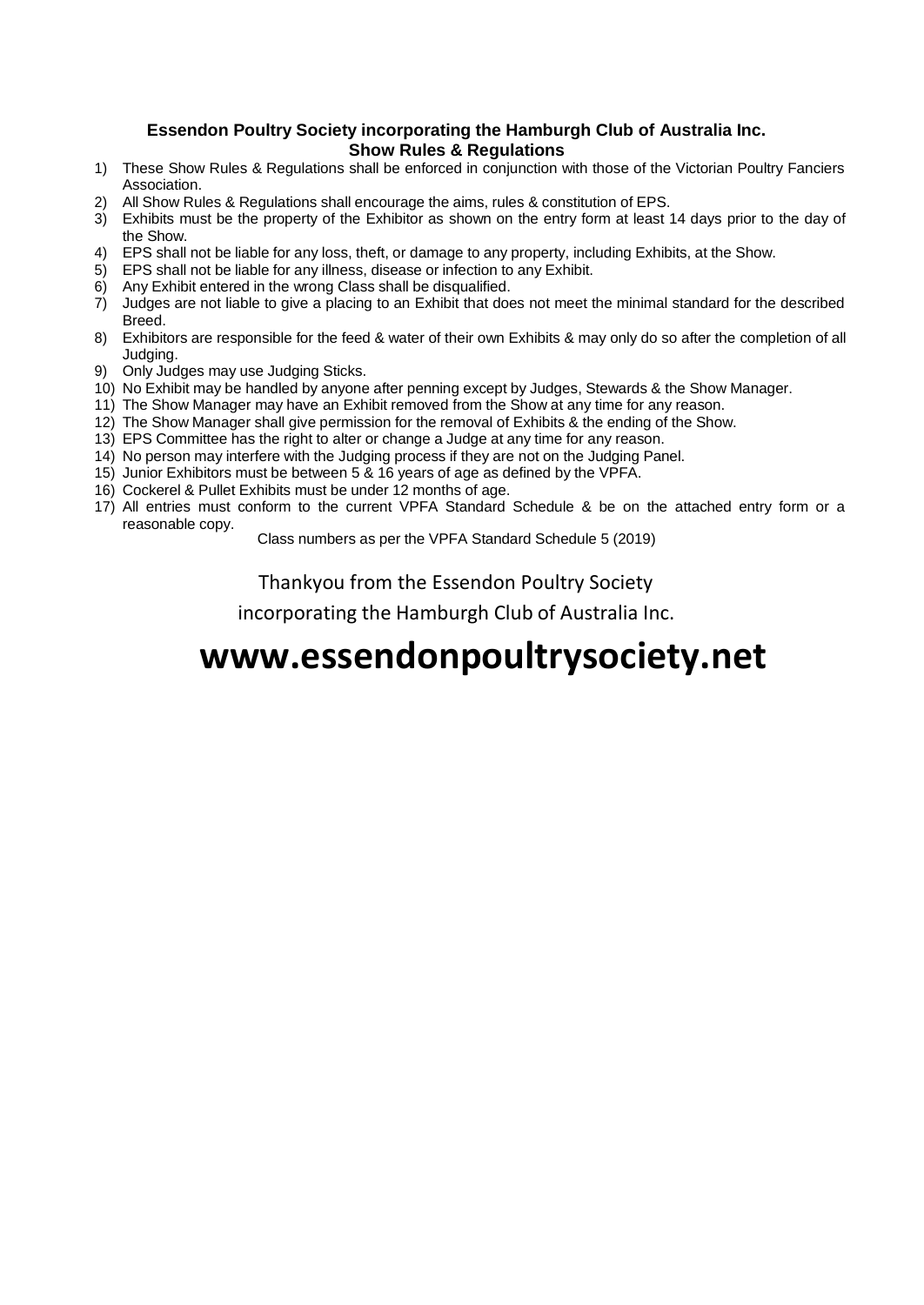## Essendon Poultry Society incorporating the Hamburgh Club of Australia Inc.
## Show Rules & Regulations

1) These Show Rules & Regulations shall be enforced in conjunction with those of the Victorian Poultry Fanciers Association.
2) All Show Rules & Regulations shall encourage the aims, rules & constitution of EPS.
3) Exhibits must be the property of the Exhibitor as shown on the entry form at least 14 days prior to the day of the Show.
4) EPS shall not be liable for any loss, theft, or damage to any property, including Exhibits, at the Show.
5) EPS shall not be liable for any illness, disease or infection to any Exhibit.
6) Any Exhibit entered in the wrong Class shall be disqualified.
7) Judges are not liable to give a placing to an Exhibit that does not meet the minimal standard for the described Breed.
8) Exhibitors are responsible for the feed & water of their own Exhibits & may only do so after the completion of all Judging.
9) Only Judges may use Judging Sticks.
10) No Exhibit may be handled by anyone after penning except by Judges, Stewards & the Show Manager.
11) The Show Manager may have an Exhibit removed from the Show at any time for any reason.
12) The Show Manager shall give permission for the removal of Exhibits & the ending of the Show.
13) EPS Committee has the right to alter or change a Judge at any time for any reason.
14) No person may interfere with the Judging process if they are not on the Judging Panel.
15) Junior Exhibitors must be between 5 & 16 years of age as defined by the VPFA.
16) Cockerel & Pullet Exhibits must be under 12 months of age.
17) All entries must conform to the current VPFA Standard Schedule & be on the attached entry form or a reasonable copy.

Class numbers as per the VPFA Standard Schedule 5 (2019)

Thankyou from the Essendon Poultry Society

incorporating the Hamburgh Club of Australia Inc.

# www.essendonpoultrysociety.net